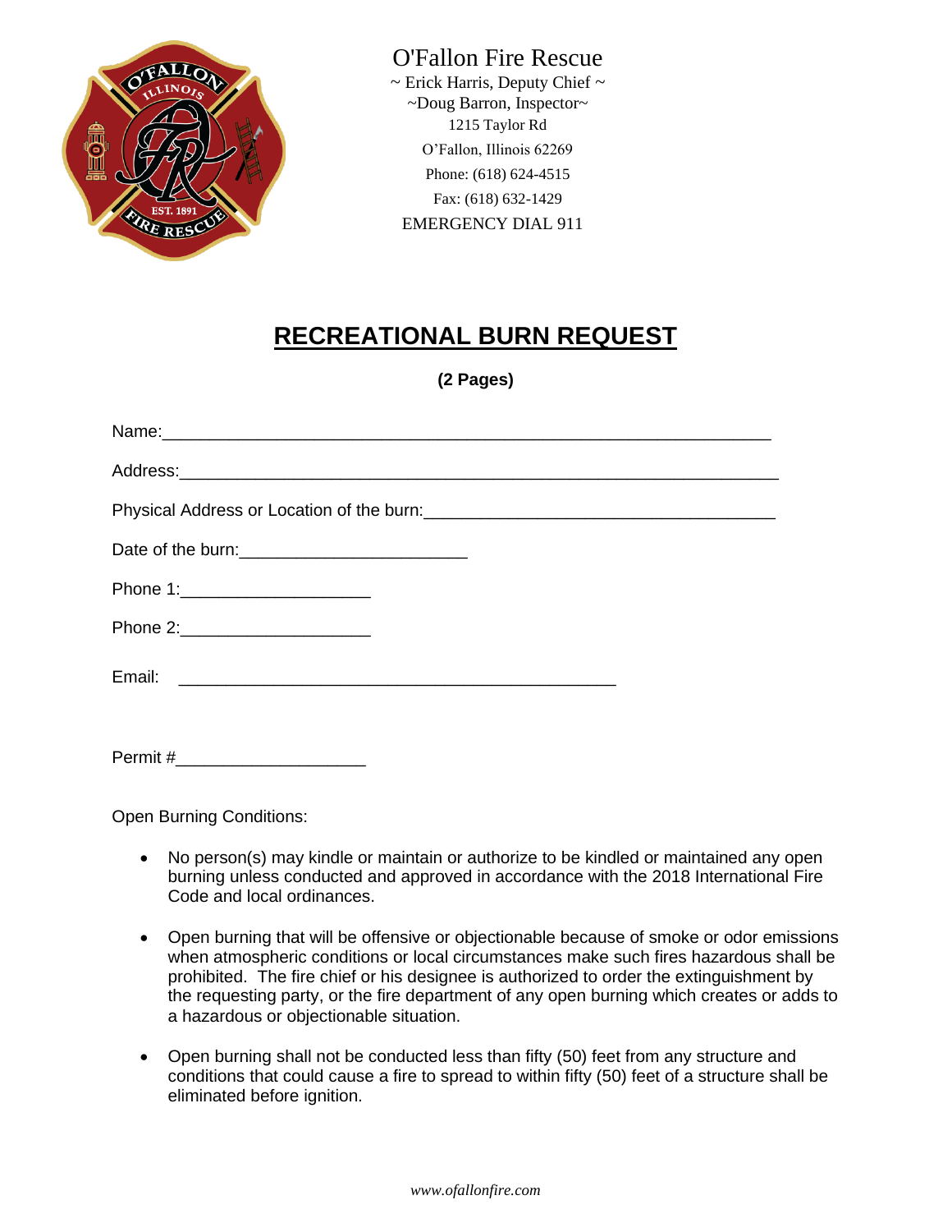O'Fallon Fire Rescue

~ Erick Harris, Deputy Chief ~

~Doug Barron, Inspector~

1215 Taylor Rd

O'Fallon, Illinois 62269

Phone: (618) 624-4515

Fax: (618) 632-1429

EMERGENCY DIAL 911

# RECREATIONAL BURN REQUEST

**(2 Pages)**

Name:_______________________________________________________________

Address:_____________________________________________________________

Physical Address or Location of the burn:____________________________________

Date of the burn:________________________

Phone 1:____________________

Phone 2:____________________

Email: ____________________________________________

Permit #____________________

Open Burning Conditions:

- No person(s) may kindle or maintain or authorize to be kindled or maintained any open burning unless conducted and approved in accordance with the 2018 International Fire Code and local ordinances.
- Open burning that will be offensive or objectionable because of smoke or odor emissions when atmospheric conditions or local circumstances make such fires hazardous shall be prohibited. The fire chief or his designee is authorized to order the extinguishment by the requesting party, or the fire department of any open burning which creates or adds to a hazardous or objectionable situation.
- Open burning shall not be conducted less than fifty (50) feet from any structure and conditions that could cause a fire to spread to within fifty (50) feet of a structure shall be eliminated before ignition.

*www.ofallonfire.com*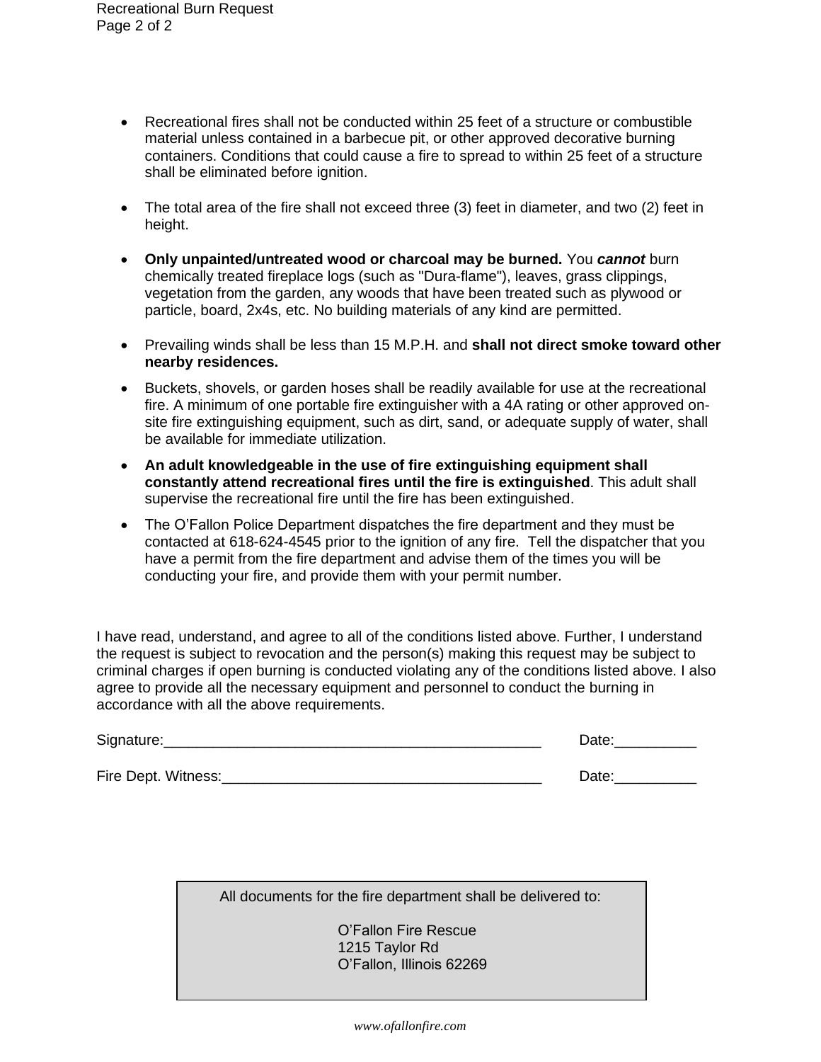- Recreational fires shall not be conducted within 25 feet of a structure or combustible material unless contained in a barbecue pit, or other approved decorative burning containers. Conditions that could cause a fire to spread to within 25 feet of a structure shall be eliminated before ignition.

- The total area of the fire shall not exceed three (3) feet in diameter, and two (2) feet in height.

- **Only unpainted/untreated wood or charcoal may be burned.** You ***cannot*** burn chemically treated fireplace logs (such as "Dura-flame"), leaves, grass clippings, vegetation from the garden, any woods that have been treated such as plywood or particle, board, 2x4s, etc. No building materials of any kind are permitted.

- Prevailing winds shall be less than 15 M.P.H. and **shall not direct smoke toward other nearby residences.**

- Buckets, shovels, or garden hoses shall be readily available for use at the recreational fire. A minimum of one portable fire extinguisher with a 4A rating or other approved on-site fire extinguishing equipment, such as dirt, sand, or adequate supply of water, shall be available for immediate utilization.

- **An adult knowledgeable in the use of fire extinguishing equipment shall constantly attend recreational fires until the fire is extinguished**. This adult shall supervise the recreational fire until the fire has been extinguished.

- The O'Fallon Police Department dispatches the fire department and they must be contacted at 618-624-4545 prior to the ignition of any fire. Tell the dispatcher that you have a permit from the fire department and advise them of the times you will be conducting your fire, and provide them with your permit number.

I have read, understand, and agree to all of the conditions listed above. Further, I understand the request is subject to revocation and the person(s) making this request may be subject to criminal charges if open burning is conducted violating any of the conditions listed above. I also agree to provide all the necessary equipment and personnel to conduct the burning in accordance with all the above requirements.

Signature:_______________________________________________ Date:__________

Fire Dept. Witness:_______________________________________ Date:__________

All documents for the fire department shall be delivered to:

O'Fallon Fire Rescue
1215 Taylor Rd
O'Fallon, Illinois 62269

*www.ofallonfire.com*